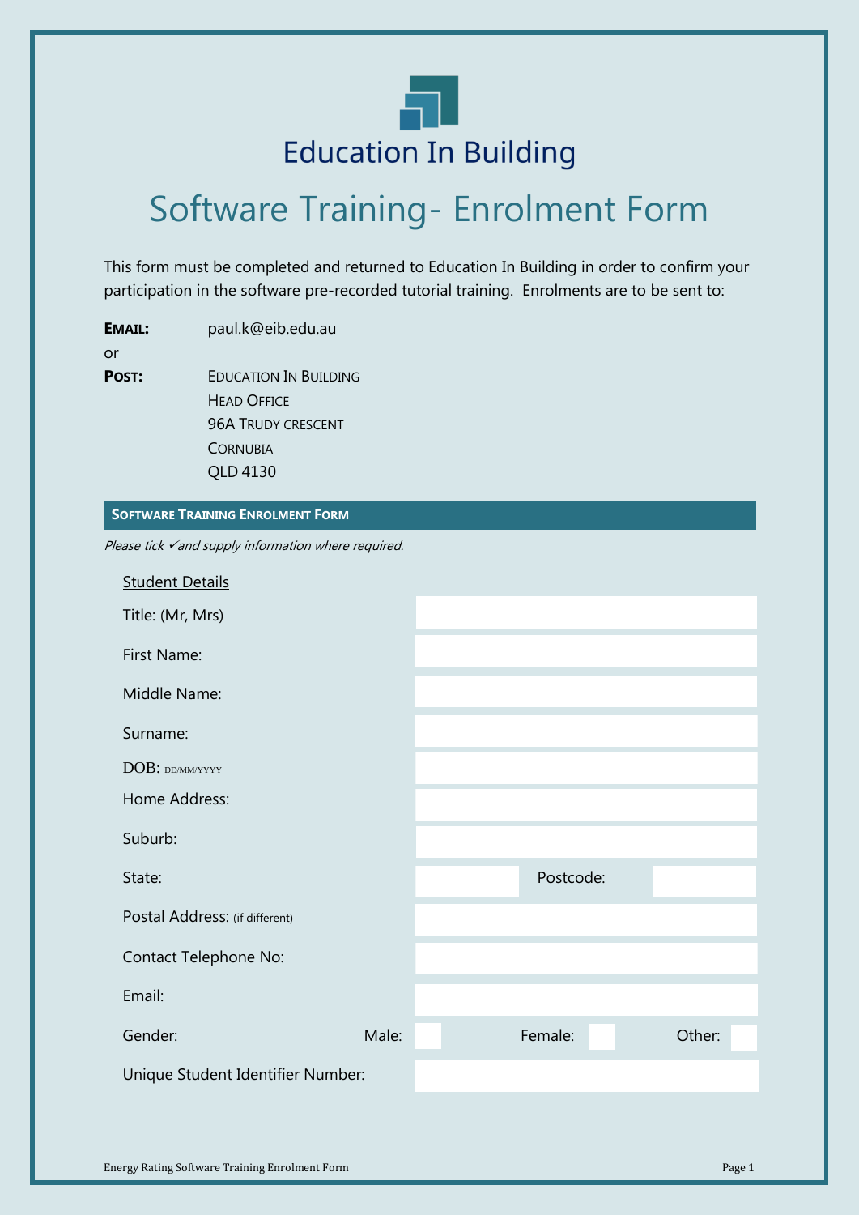# Education In Building

# Software Training- Enrolment Form

This form must be completed and returned to Education In Building in order to confirm your participation in the software pre-recorded tutorial training. Enrolments are to be sent to:

**EMAIL:** paul.k@eib.edu.au

or

**POST:** EDUCATION IN BUILDING
HEAD OFFICE
96A TRUDY CRESCENT
CORNUBIA
QLD 4130

## SOFTWARE TRAINING ENROLMENT FORM

*Please tick ✓and supply information where required.*

Student Details

| | | | |
|---|---|---|---|
| Title: (Mr, Mrs) | | | |
| First Name: | | | |
| Middle Name: | | | |
| Surname: | | | |
| DOB: DD/MM/YYYY | | | |
| Home Address: | | | |
| Suburb: | | | |
| State: | | Postcode: | |
| Postal Address: (if different) | | | |
| Contact Telephone No: | | | |
| Email: | | | |
| Gender: Male: | | Female: | Other: |
| Unique Student Identifier Number: | | | |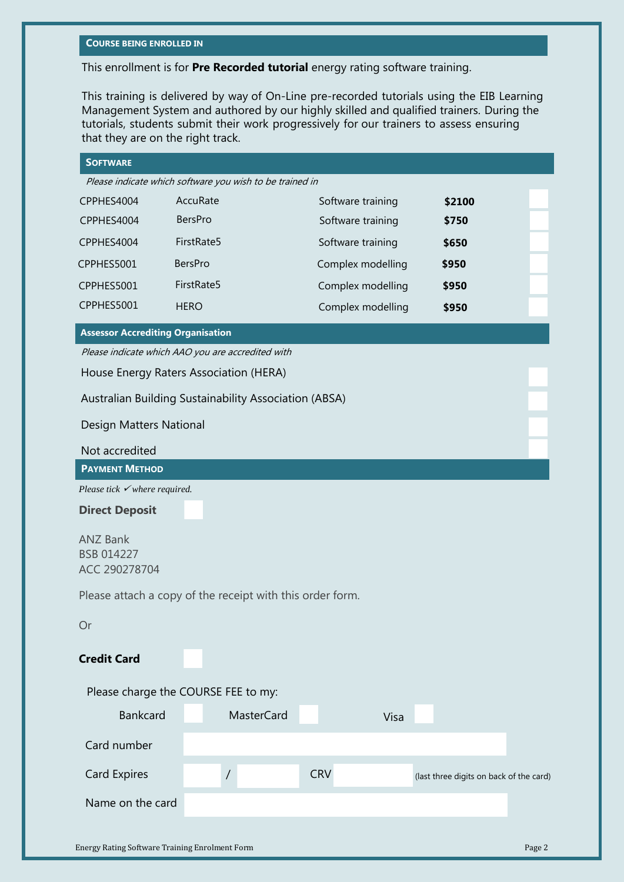## COURSE BEING ENROLLED IN

This enrollment is for **Pre Recorded tutorial** energy rating software training.

This training is delivered by way of On-Line pre-recorded tutorials using the EIB Learning Management System and authored by our highly skilled and qualified trainers. During the tutorials, students submit their work progressively for our trainers to assess ensuring that they are on the right track.

## SOFTWARE

*Please indicate which software you wish to be trained in*

| Unit | Software | Type | Fee | |
|---|---|---|---|---|
| CPPHES4004 | AccuRate | Software training | **$2100** | ☐ |
| CPPHES4004 | BersPro | Software training | **$750** | ☐ |
| CPPHES4004 | FirstRate5 | Software training | **$650** | ☐ |
| CPPHES5001 | BersPro | Complex modelling | **$950** | ☐ |
| CPPHES5001 | FirstRate5 | Complex modelling | **$950** | ☐ |
| CPPHES5001 | HERO | Complex modelling | **$950** | ☐ |

## Assessor Accrediting Organisation

*Please indicate which AAO you are accredited with*

- House Energy Raters Association (HERA) ☐
- Australian Building Sustainability Association (ABSA) ☐
- Design Matters National ☐
- Not accredited ☐

## PAYMENT METHOD

*Please tick ✓ where required.*

**Direct Deposit** ☐

ANZ Bank
BSB 014227
ACC 290278704

Please attach a copy of the receipt with this order form.

Or

**Credit Card** ☐

Please charge the COURSE FEE to my:

Bankcard ☐ MasterCard ☐ Visa ☐

Card number ______________________

Card Expires ______ / ______ CRV ______ (last three digits on back of the card)

Name on the card ______________________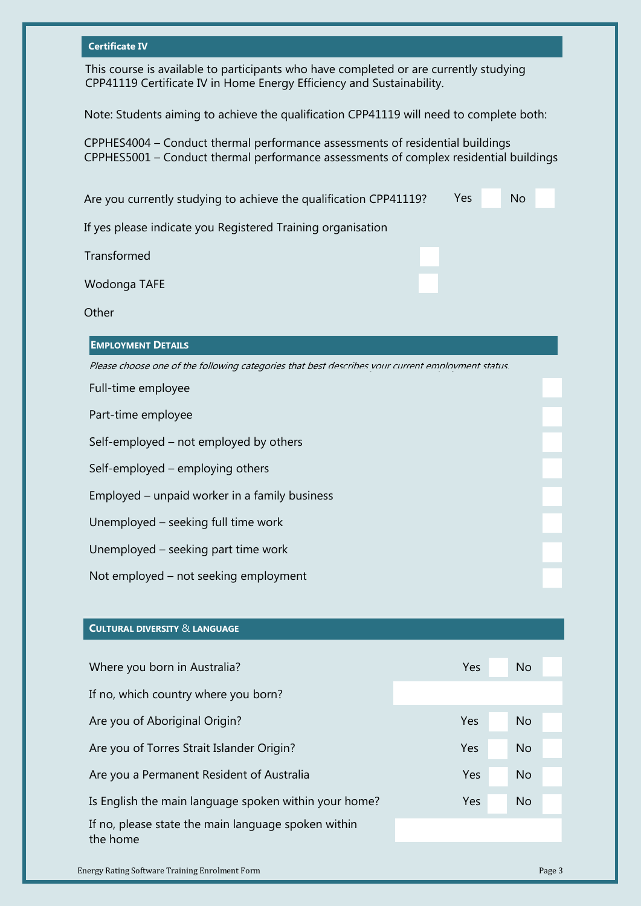## Certificate IV

This course is available to participants who have completed or are currently studying CPP41119 Certificate IV in Home Energy Efficiency and Sustainability.

Note: Students aiming to achieve the qualification CPP41119 will need to complete both:

CPPHES4004 – Conduct thermal performance assessments of residential buildings
CPPHES5001 – Conduct thermal performance assessments of complex residential buildings

Are you currently studying to achieve the qualification CPP41119? Yes ☐ No ☐

If yes please indicate you Registered Training organisation

Transformed ☐

Wodonga TAFE ☐

Other

## EMPLOYMENT DETAILS

*Please choose one of the following categories that best describes your current employment status.*

- Full-time employee ☐
- Part-time employee ☐
- Self-employed – not employed by others ☐
- Self-employed – employing others ☐
- Employed – unpaid worker in a family business ☐
- Unemployed – seeking full time work ☐
- Unemployed – seeking part time work ☐
- Not employed – not seeking employment ☐

## CULTURAL DIVERSITY & LANGUAGE

| | |
|---|---|
| Where you born in Australia? | Yes ☐ No ☐ |
| If no, which country where you born? | |
| Are you of Aboriginal Origin? | Yes ☐ No ☐ |
| Are you of Torres Strait Islander Origin? | Yes ☐ No ☐ |
| Are you a Permanent Resident of Australia | Yes ☐ No ☐ |
| Is English the main language spoken within your home? | Yes ☐ No ☐ |
| If no, please state the main language spoken within the home | |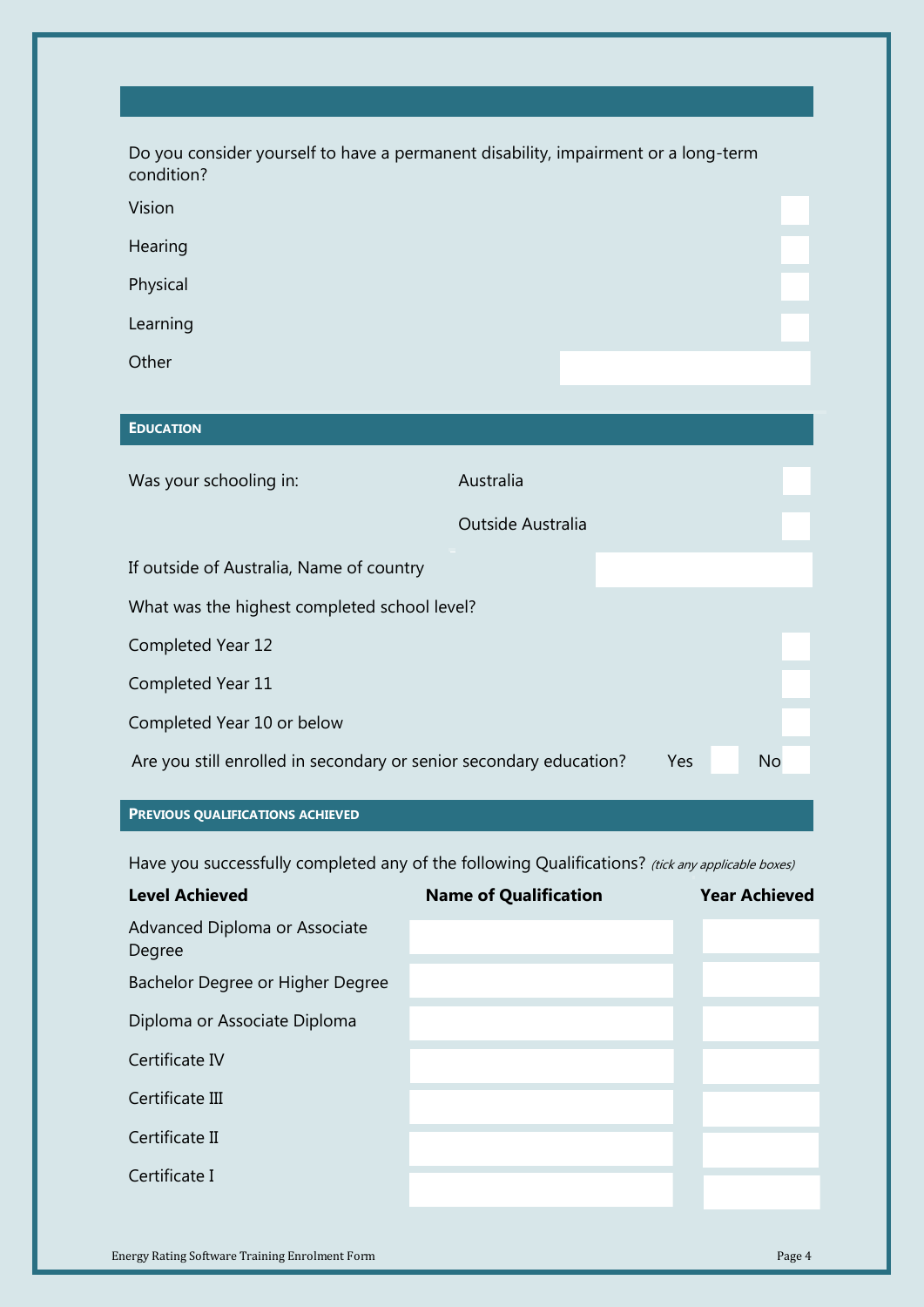Do you consider yourself to have a permanent disability, impairment or a long-term condition?

Vision

Hearing

Physical

Learning

Other

## EDUCATION

Was your schooling in: Australia

Outside Australia

If outside of Australia, Name of country

What was the highest completed school level?

Completed Year 12

Completed Year 11

Completed Year 10 or below

Are you still enrolled in secondary or senior secondary education? Yes No

## PREVIOUS QUALIFICATIONS ACHIEVED

Have you successfully completed any of the following Qualifications? *(tick any applicable boxes)*

| Level Achieved | Name of Qualification | Year Achieved |
|---|---|---|
| Advanced Diploma or Associate Degree | | |
| Bachelor Degree or Higher Degree | | |
| Diploma or Associate Diploma | | |
| Certificate IV | | |
| Certificate III | | |
| Certificate II | | |
| Certificate I | | |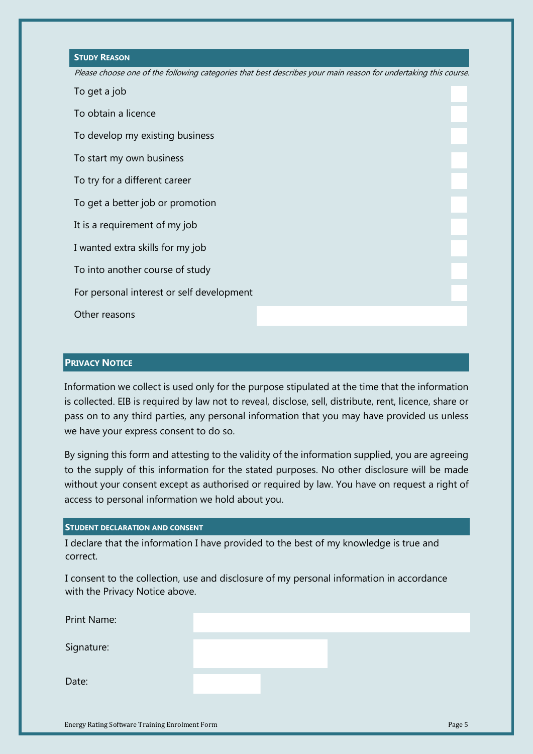## Study Reason

*Please choose one of the following categories that best describes your main reason for undertaking this course.*

| | |
|---|---|
| To get a job | |
| To obtain a licence | |
| To develop my existing business | |
| To start my own business | |
| To try for a different career | |
| To get a better job or promotion | |
| It is a requirement of my job | |
| I wanted extra skills for my job | |
| To into another course of study | |
| For personal interest or self development | |
| Other reasons | |

## Privacy Notice

Information we collect is used only for the purpose stipulated at the time that the information is collected. EIB is required by law not to reveal, disclose, sell, distribute, rent, licence, share or pass on to any third parties, any personal information that you may have provided us unless we have your express consent to do so.

By signing this form and attesting to the validity of the information supplied, you are agreeing to the supply of this information for the stated purposes. No other disclosure will be made without your consent except as authorised or required by law. You have on request a right of access to personal information we hold about you.

## Student declaration and consent

I declare that the information I have provided to the best of my knowledge is true and correct.

I consent to the collection, use and disclosure of my personal information in accordance with the Privacy Notice above.

Print Name:

Signature:

Date: